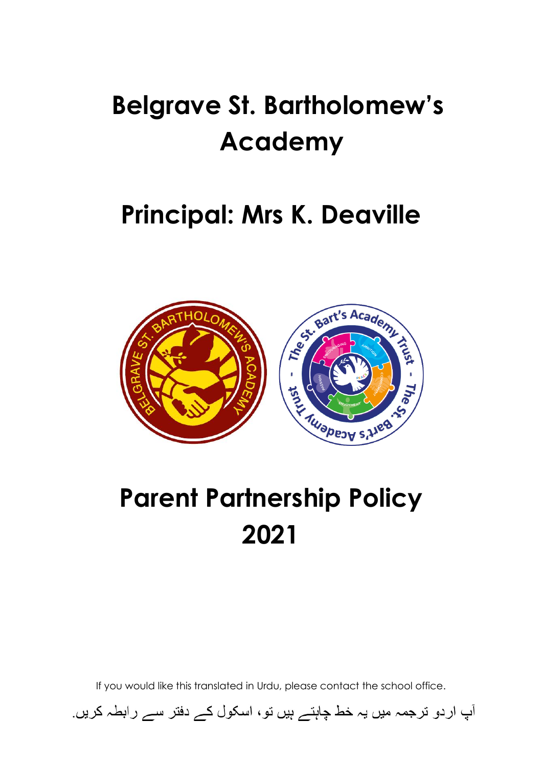# Belgrave St. Bartholomew's Academy

## Principal: Mrs K. Deaville

# Parent Partnership Policy 2021

If you would like this translated in Urdu, please contact the school office.

آپ اردو ترجمہ میں یہ خط چاہتے ہیں تو، اسکول کے دفتر سے رابطہ کریں۔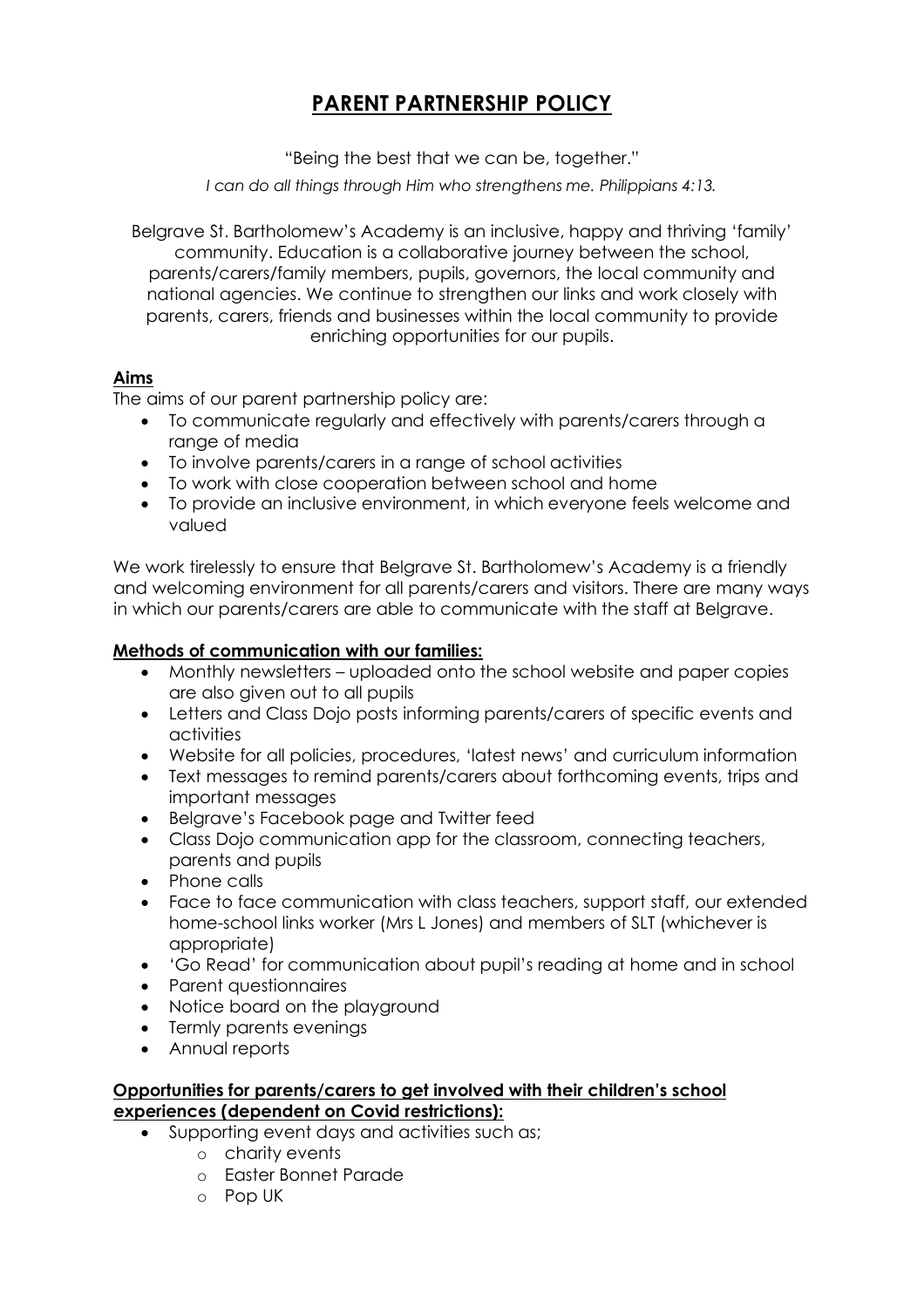# PARENT PARTNERSHIP POLICY

"Being the best that we can be, together."

*I can do all things through Him who strengthens me. Philippians 4:13.*

Belgrave St. Bartholomew's Academy is an inclusive, happy and thriving 'family' community. Education is a collaborative journey between the school, parents/carers/family members, pupils, governors, the local community and national agencies. We continue to strengthen our links and work closely with parents, carers, friends and businesses within the local community to provide enriching opportunities for our pupils.

## Aims

The aims of our parent partnership policy are:

- To communicate regularly and effectively with parents/carers through a range of media
- To involve parents/carers in a range of school activities
- To work with close cooperation between school and home
- To provide an inclusive environment, in which everyone feels welcome and valued

We work tirelessly to ensure that Belgrave St. Bartholomew's Academy is a friendly and welcoming environment for all parents/carers and visitors. There are many ways in which our parents/carers are able to communicate with the staff at Belgrave.

## Methods of communication with our families:

- Monthly newsletters – uploaded onto the school website and paper copies are also given out to all pupils
- Letters and Class Dojo posts informing parents/carers of specific events and activities
- Website for all policies, procedures, 'latest news' and curriculum information
- Text messages to remind parents/carers about forthcoming events, trips and important messages
- Belgrave's Facebook page and Twitter feed
- Class Dojo communication app for the classroom, connecting teachers, parents and pupils
- Phone calls
- Face to face communication with class teachers, support staff, our extended home-school links worker (Mrs L Jones) and members of SLT (whichever is appropriate)
- 'Go Read' for communication about pupil's reading at home and in school
- Parent questionnaires
- Notice board on the playground
- Termly parents evenings
- Annual reports

## Opportunities for parents/carers to get involved with their children's school experiences (dependent on Covid restrictions):

- Supporting event days and activities such as;
  - charity events
  - Easter Bonnet Parade
  - Pop UK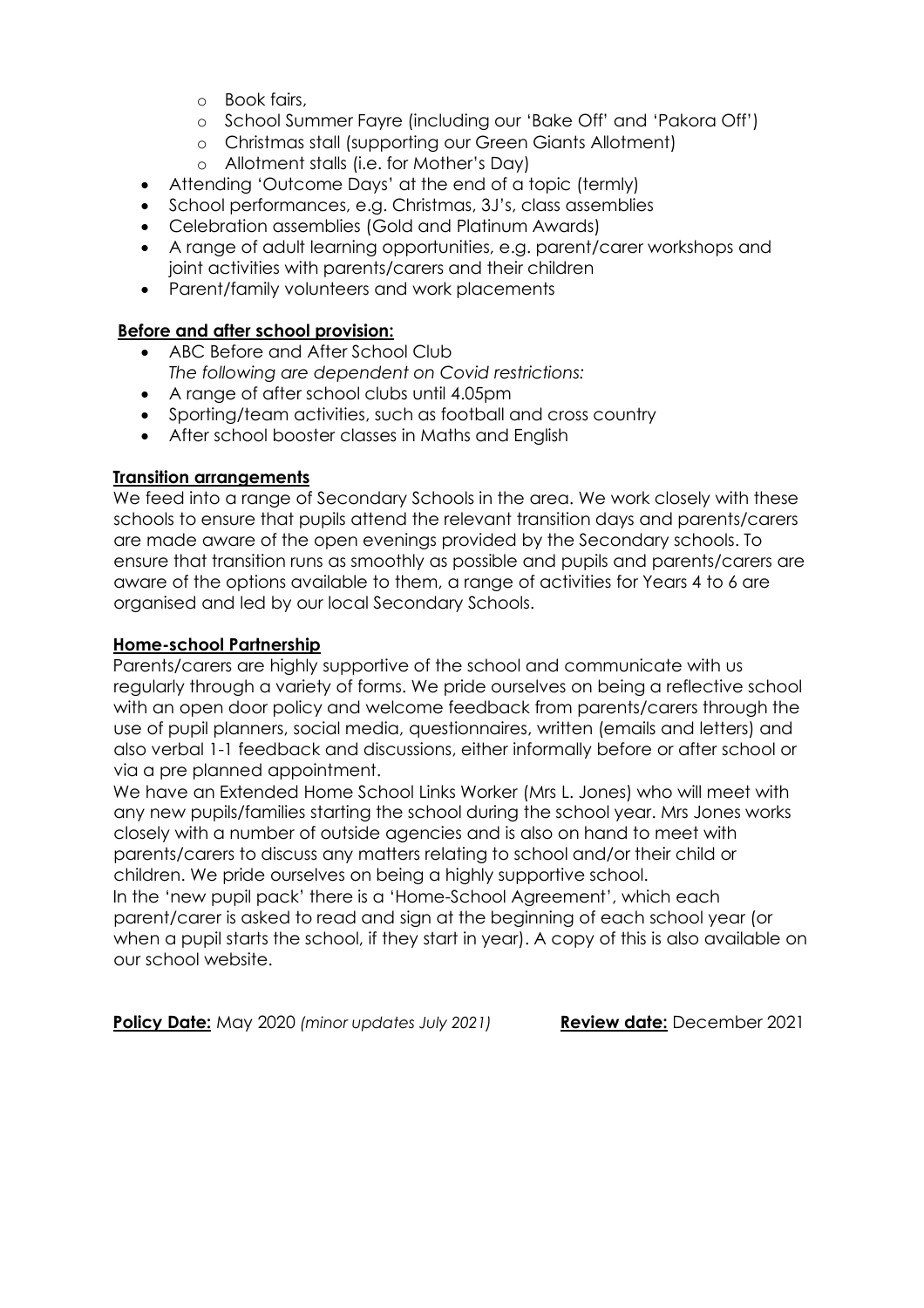- Book fairs,
  - School Summer Fayre (including our 'Bake Off' and 'Pakora Off')
  - Christmas stall (supporting our Green Giants Allotment)
  - Allotment stalls (i.e. for Mother's Day)
- Attending 'Outcome Days' at the end of a topic (termly)
- School performances, e.g. Christmas, 3J's, class assemblies
- Celebration assemblies (Gold and Platinum Awards)
- A range of adult learning opportunities, e.g. parent/carer workshops and joint activities with parents/carers and their children
- Parent/family volunteers and work placements

**Before and after school provision:**

- ABC Before and After School Club
  *The following are dependent on Covid restrictions:*
- A range of after school clubs until 4.05pm
- Sporting/team activities, such as football and cross country
- After school booster classes in Maths and English

**Transition arrangements**

We feed into a range of Secondary Schools in the area. We work closely with these schools to ensure that pupils attend the relevant transition days and parents/carers are made aware of the open evenings provided by the Secondary schools. To ensure that transition runs as smoothly as possible and pupils and parents/carers are aware of the options available to them, a range of activities for Years 4 to 6 are organised and led by our local Secondary Schools.

**Home-school Partnership**

Parents/carers are highly supportive of the school and communicate with us regularly through a variety of forms. We pride ourselves on being a reflective school with an open door policy and welcome feedback from parents/carers through the use of pupil planners, social media, questionnaires, written (emails and letters) and also verbal 1-1 feedback and discussions, either informally before or after school or via a pre planned appointment.

We have an Extended Home School Links Worker (Mrs L. Jones) who will meet with any new pupils/families starting the school during the school year. Mrs Jones works closely with a number of outside agencies and is also on hand to meet with parents/carers to discuss any matters relating to school and/or their child or children. We pride ourselves on being a highly supportive school.

In the 'new pupil pack' there is a 'Home-School Agreement', which each parent/carer is asked to read and sign at the beginning of each school year (or when a pupil starts the school, if they start in year). A copy of this is also available on our school website.

**Policy Date:** May 2020 *(minor updates July 2021)* **Review date:** December 2021